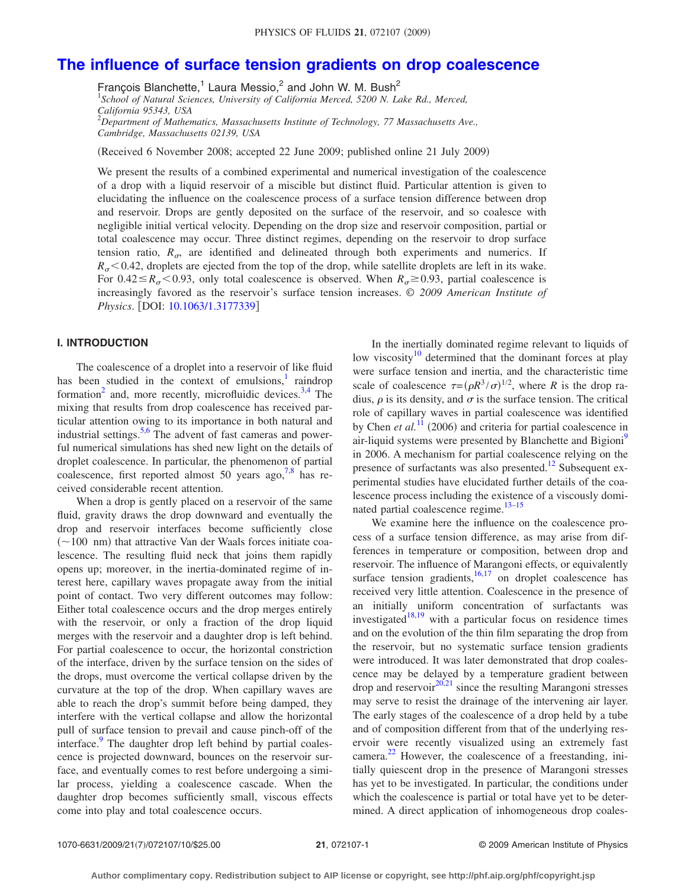# The influence of surface tension gradients on drop coalescence

François Blanchette,[1] Laura Messio,[2] and John W. M. Bush[2]

[1]School of Natural Sciences, University of California Merced, 5200 N. Lake Rd., Merced, California 95343, USA

[2]Department of Mathematics, Massachusetts Institute of Technology, 77 Massachusetts Ave., Cambridge, Massachusetts 02139, USA

(Received 6 November 2008; accepted 22 June 2009; published online 21 July 2009)

We present the results of a combined experimental and numerical investigation of the coalescence of a drop with a liquid reservoir of a miscible but distinct fluid. Particular attention is given to elucidating the influence on the coalescence process of a surface tension difference between drop and reservoir. Drops are gently deposited on the surface of the reservoir, and so coalesce with negligible initial vertical velocity. Depending on the drop size and reservoir composition, partial or total coalescence may occur. Three distinct regimes, depending on the reservoir to drop surface tension ratio, $R_\sigma$, are identified and delineated through both experiments and numerics. If $R_\sigma < 0.42$, droplets are ejected from the top of the drop, while satellite droplets are left in its wake. For $0.42 \le R_\sigma < 0.93$, only total coalescence is observed. When $R_\sigma \ge 0.93$, partial coalescence is increasingly favored as the reservoir's surface tension increases. © *2009 American Institute of Physics*. [DOI: 10.1063/1.3177339]

## I. INTRODUCTION

The coalescence of a droplet into a reservoir of like fluid has been studied in the context of emulsions,[1] raindrop formation[2] and, more recently, microfluidic devices.[3,4] The mixing that results from drop coalescence has received particular attention owing to its importance in both natural and industrial settings.[5,6] The advent of fast cameras and powerful numerical simulations has shed new light on the details of droplet coalescence. In particular, the phenomenon of partial coalescence, first reported almost 50 years ago,[7,8] has received considerable recent attention.

When a drop is gently placed on a reservoir of the same fluid, gravity draws the drop downward and eventually the drop and reservoir interfaces become sufficiently close (~100 nm) that attractive Van der Waals forces initiate coalescence. The resulting fluid neck that joins them rapidly opens up; moreover, in the inertia-dominated regime of interest here, capillary waves propagate away from the initial point of contact. Two very different outcomes may follow: Either total coalescence occurs and the drop merges entirely with the reservoir, or only a fraction of the drop liquid merges with the reservoir and a daughter drop is left behind. For partial coalescence to occur, the horizontal constriction of the interface, driven by the surface tension on the sides of the drops, must overcome the vertical collapse driven by the curvature at the top of the drop. When capillary waves are able to reach the drop's summit before being damped, they interfere with the vertical collapse and allow the horizontal pull of surface tension to prevail and cause pinch-off of the interface.[9] The daughter drop left behind by partial coalescence is projected downward, bounces on the reservoir surface, and eventually comes to rest before undergoing a similar process, yielding a coalescence cascade. When the daughter drop becomes sufficiently small, viscous effects come into play and total coalescence occurs.

In the inertially dominated regime relevant to liquids of low viscosity[10] determined that the dominant forces at play were surface tension and inertia, and the characteristic time scale of coalescence $\tau = (\rho R^3/\sigma)^{1/2}$, where $R$ is the drop radius, $\rho$ is its density, and $\sigma$ is the surface tension. The critical role of capillary waves in partial coalescence was identified by Chen *et al.*[11] (2006) and criteria for partial coalescence in air-liquid systems were presented by Blanchette and Bigioni[9] in 2006. A mechanism for partial coalescence relying on the presence of surfactants was also presented.[12] Subsequent experimental studies have elucidated further details of the coalescence process including the existence of a viscously dominated partial coalescence regime.[13–15]

We examine here the influence on the coalescence process of a surface tension difference, as may arise from differences in temperature or composition, between drop and reservoir. The influence of Marangoni effects, or equivalently surface tension gradients,[16,17] on droplet coalescence has received very little attention. Coalescence in the presence of an initially uniform concentration of surfactants was investigated[18,19] with a particular focus on residence times and on the evolution of the thin film separating the drop from the reservoir, but no systematic surface tension gradients were introduced. It was later demonstrated that drop coalescence may be delayed by a temperature gradient between drop and reservoir[20,21] since the resulting Marangoni stresses may serve to resist the drainage of the intervening air layer. The early stages of the coalescence of a drop held by a tube and of composition different from that of the underlying reservoir were recently visualized using an extremely fast camera.[22] However, the coalescence of a freestanding, initially quiescent drop in the presence of Marangoni stresses has yet to be investigated. In particular, the conditions under which the coalescence is partial or total have yet to be determined. A direct application of inhomogeneous drop coales-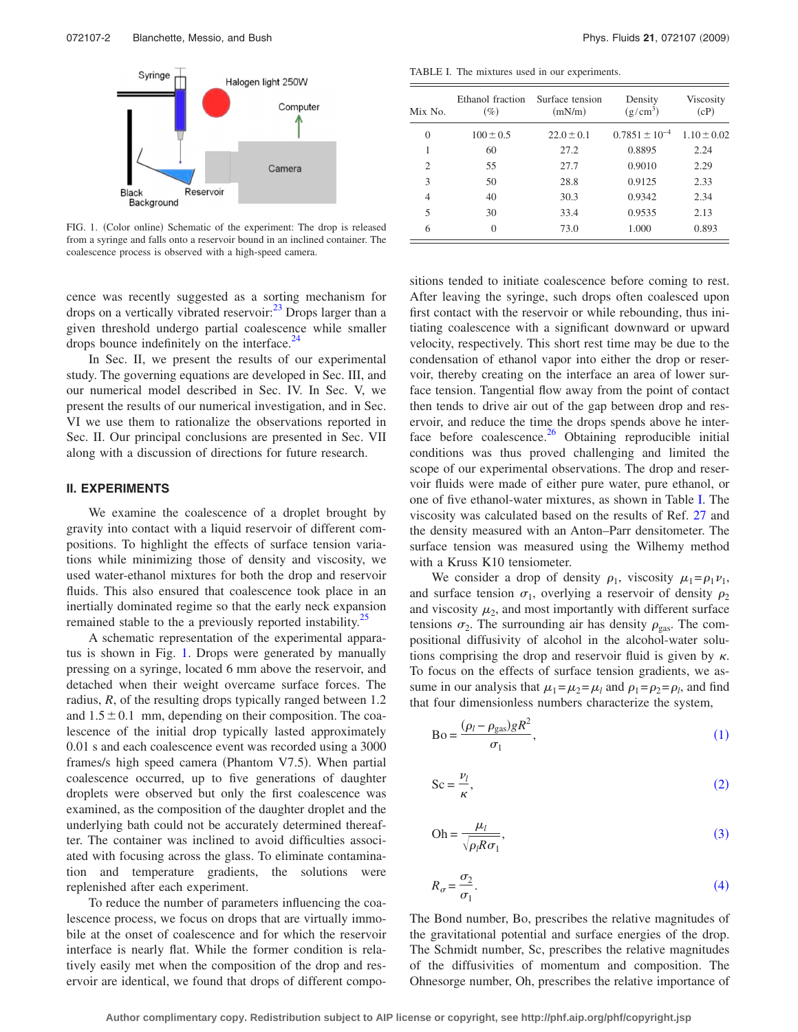FIG. 1. (Color online) Schematic of the experiment: The drop is released from a syringe and falls onto a reservoir bound in an inclined container. The coalescence process is observed with a high-speed camera.

cence was recently suggested as a sorting mechanism for drops on a vertically vibrated reservoir:[23] Drops larger than a given threshold undergo partial coalescence while smaller drops bounce indefinitely on the interface.[24]

In Sec. II, we present the results of our experimental study. The governing equations are developed in Sec. III, and our numerical model described in Sec. IV. In Sec. V, we present the results of our numerical investigation, and in Sec. VI we use them to rationalize the observations reported in Sec. II. Our principal conclusions are presented in Sec. VII along with a discussion of directions for future research.

## II. EXPERIMENTS

We examine the coalescence of a droplet brought by gravity into contact with a liquid reservoir of different compositions. To highlight the effects of surface tension variations while minimizing those of density and viscosity, we used water-ethanol mixtures for both the drop and reservoir fluids. This also ensured that coalescence took place in an inertially dominated regime so that the early neck expansion remained stable to the a previously reported instability.[25]

A schematic representation of the experimental apparatus is shown in Fig. 1. Drops were generated by manually pressing on a syringe, located 6 mm above the reservoir, and detached when their weight overcame surface forces. The radius, $R$, of the resulting drops typically ranged between 1.2 and $1.5 \pm 0.1$ mm, depending on their composition. The coalescence of the initial drop typically lasted approximately 0.01 s and each coalescence event was recorded using a 3000 frames/s high speed camera (Phantom V7.5). When partial coalescence occurred, up to five generations of daughter droplets were observed but only the first coalescence was examined, as the composition of the daughter droplet and the underlying bath could not be accurately determined thereafter. The container was inclined to avoid difficulties associated with focusing across the glass. To eliminate contamination and temperature gradients, the solutions were replenished after each experiment.

To reduce the number of parameters influencing the coalescence process, we focus on drops that are virtually immobile at the onset of coalescence and for which the reservoir interface is nearly flat. While the former condition is relatively easily met when the composition of the drop and reservoir are identical, we found that drops of different compositions tended to initiate coalescence before coming to rest. After leaving the syringe, such drops often coalesced upon first contact with the reservoir or while rebounding, thus initiating coalescence with a significant downward or upward velocity, respectively. This short rest time may be due to the condensation of ethanol vapor into either the drop or reservoir, thereby creating on the interface an area of lower surface tension. Tangential flow away from the point of contact then tends to drive air out of the gap between drop and reservoir, and reduce the time the drops spends above he interface before coalescence.[26] Obtaining reproducible initial conditions was thus proved challenging and limited the scope of our experimental observations. The drop and reservoir fluids were made of either pure water, pure ethanol, or one of five ethanol-water mixtures, as shown in Table I. The viscosity was calculated based on the results of Ref. 27 and the density measured with an Anton–Parr densitometer. The surface tension was measured using the Wilhemy method with a Kruss K10 tensiometer.

TABLE I. The mixtures used in our experiments.

| Mix No. | Ethanol fraction (%) | Surface tension (mN/m) | Density (g/cm$^3$) | Viscosity (cP) |
|---|---|---|---|---|
| 0 | $100 \pm 0.5$ | $22.0 \pm 0.1$ | $0.7851 \pm 10^{-4}$ | $1.10 \pm 0.02$ |
| 1 | 60 | 27.2 | 0.8895 | 2.24 |
| 2 | 55 | 27.7 | 0.9010 | 2.29 |
| 3 | 50 | 28.8 | 0.9125 | 2.33 |
| 4 | 40 | 30.3 | 0.9342 | 2.34 |
| 5 | 30 | 33.4 | 0.9535 | 2.13 |
| 6 | 0 | 73.0 | 1.000 | 0.893 |

We consider a drop of density $\rho_1$, viscosity $\mu_1 = \rho_1 \nu_1$, and surface tension $\sigma_1$, overlying a reservoir of density $\rho_2$ and viscosity $\mu_2$, and most importantly with different surface tensions $\sigma_2$. The surrounding air has density $\rho_{\text{gas}}$. The compositional diffusivity of alcohol in the alcohol-water solutions comprising the drop and reservoir fluid is given by $\kappa$. To focus on the effects of surface tension gradients, we assume in our analysis that $\mu_1 = \mu_2 = \mu_l$ and $\rho_1 = \rho_2 = \rho_l$, and find that four dimensionless numbers characterize the system,

$$\text{Bo} = \frac{(\rho_l - \rho_{\text{gas}}) g R^2}{\sigma_1}, \tag{1}$$

$$\text{Sc} = \frac{\nu_l}{\kappa}, \tag{2}$$

$$\text{Oh} = \frac{\mu_l}{\sqrt{\rho_l R \sigma_1}}, \tag{3}$$

$$R_\sigma = \frac{\sigma_2}{\sigma_1}. \tag{4}$$

The Bond number, Bo, prescribes the relative magnitudes of the gravitational potential and surface energies of the drop. The Schmidt number, Sc, prescribes the relative magnitudes of the diffusivities of momentum and composition. The Ohnesorge number, Oh, prescribes the relative importance of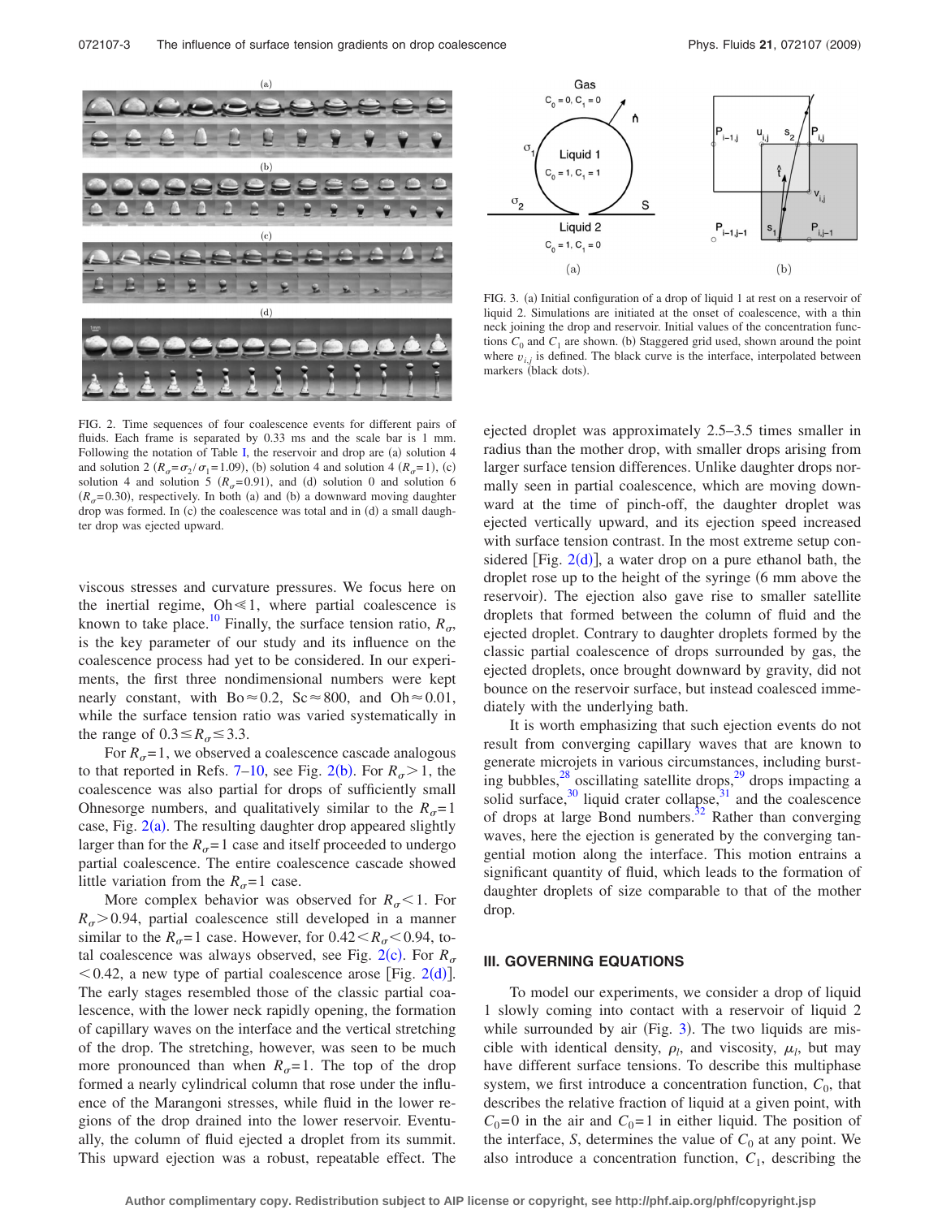FIG. 2. Time sequences of four coalescence events for different pairs of fluids. Each frame is separated by 0.33 ms and the scale bar is 1 mm. Following the notation of Table I, the reservoir and drop are (a) solution 4 and solution 2 ($R_\sigma = \sigma_2/\sigma_1 = 1.09$), (b) solution 4 and solution 4 ($R_\sigma = 1$), (c) solution 4 and solution 5 ($R_\sigma = 0.91$), and (d) solution 0 and solution 6 ($R_\sigma = 0.30$), respectively. In both (a) and (b) a downward moving daughter drop was formed. In (c) the coalescence was total and in (d) a small daughter drop was ejected upward.

viscous stresses and curvature pressures. We focus here on the inertial regime, $\mathrm{Oh} \ll 1$, where partial coalescence is known to take place.[10] Finally, the surface tension ratio, $R_\sigma$, is the key parameter of our study and its influence on the coalescence process had yet to be considered. In our experiments, the first three nondimensional numbers were kept nearly constant, with $\mathrm{Bo} \approx 0.2$, $\mathrm{Sc} \approx 800$, and $\mathrm{Oh} \approx 0.01$, while the surface tension ratio was varied systematically in the range of $0.3 \leq R_\sigma \leq 3.3$.

For $R_\sigma = 1$, we observed a coalescence cascade analogous to that reported in Refs. 7–10, see Fig. 2(b). For $R_\sigma > 1$, the coalescence was also partial for drops of sufficiently small Ohnesorge numbers, and qualitatively similar to the $R_\sigma = 1$ case, Fig. 2(a). The resulting daughter drop appeared slightly larger than for the $R_\sigma = 1$ case and itself proceeded to undergo partial coalescence. The entire coalescence cascade showed little variation from the $R_\sigma = 1$ case.

More complex behavior was observed for $R_\sigma < 1$. For $R_\sigma > 0.94$, partial coalescence still developed in a manner similar to the $R_\sigma = 1$ case. However, for $0.42 < R_\sigma < 0.94$, total coalescence was always observed, see Fig. 2(c). For $R_\sigma < 0.42$, a new type of partial coalescence arose [Fig. 2(d)]. The early stages resembled those of the classic partial coalescence, with the lower neck rapidly opening, the formation of capillary waves on the interface and the vertical stretching of the drop. The stretching, however, was seen to be much more pronounced than when $R_\sigma = 1$. The top of the drop formed a nearly cylindrical column that rose under the influence of the Marangoni stresses, while fluid in the lower regions of the drop drained into the lower reservoir. Eventually, the column of fluid ejected a droplet from its summit. This upward ejection was a robust, repeatable effect. The ejected droplet was approximately 2.5–3.5 times smaller in radius than the mother drop, with smaller drops arising from larger surface tension differences. Unlike daughter drops normally seen in partial coalescence, which are moving downward at the time of pinch-off, the daughter droplet was ejected vertically upward, and its ejection speed increased with surface tension contrast. In the most extreme setup considered [Fig. 2(d)], a water drop on a pure ethanol bath, the droplet rose up to the height of the syringe (6 mm above the reservoir). The ejection also gave rise to smaller satellite droplets that formed between the column of fluid and the ejected droplet. Contrary to daughter droplets formed by the classic partial coalescence of drops surrounded by gas, the ejected droplets, once brought downward by gravity, did not bounce on the reservoir surface, but instead coalesced immediately with the underlying bath.

It is worth emphasizing that such ejection events do not result from converging capillary waves that are known to generate microjets in various circumstances, including bursting bubbles,[28] oscillating satellite drops,[29] drops impacting a solid surface,[30] liquid crater collapse,[31] and the coalescence of drops at large Bond numbers.[32] Rather than converging waves, here the ejection is generated by the converging tangential motion along the interface. This motion entrains a significant quantity of fluid, which leads to the formation of daughter droplets of size comparable to that of the mother drop.

FIG. 3. (a) Initial configuration of a drop of liquid 1 at rest on a reservoir of liquid 2. Simulations are initiated at the onset of coalescence, with a thin neck joining the drop and reservoir. Initial values of the concentration functions $C_0$ and $C_1$ are shown. (b) Staggered grid used, shown around the point where $v_{i,j}$ is defined. The black curve is the interface, interpolated between markers (black dots).

## III. GOVERNING EQUATIONS

To model our experiments, we consider a drop of liquid 1 slowly coming into contact with a reservoir of liquid 2 while surrounded by air (Fig. 3). The two liquids are miscible with identical density, $\rho_l$, and viscosity, $\mu_l$, but may have different surface tensions. To describe this multiphase system, we first introduce a concentration function, $C_0$, that describes the relative fraction of liquid at a given point, with $C_0 = 0$ in the air and $C_0 = 1$ in either liquid. The position of the interface, $S$, determines the value of $C_0$ at any point. We also introduce a concentration function, $C_1$, describing the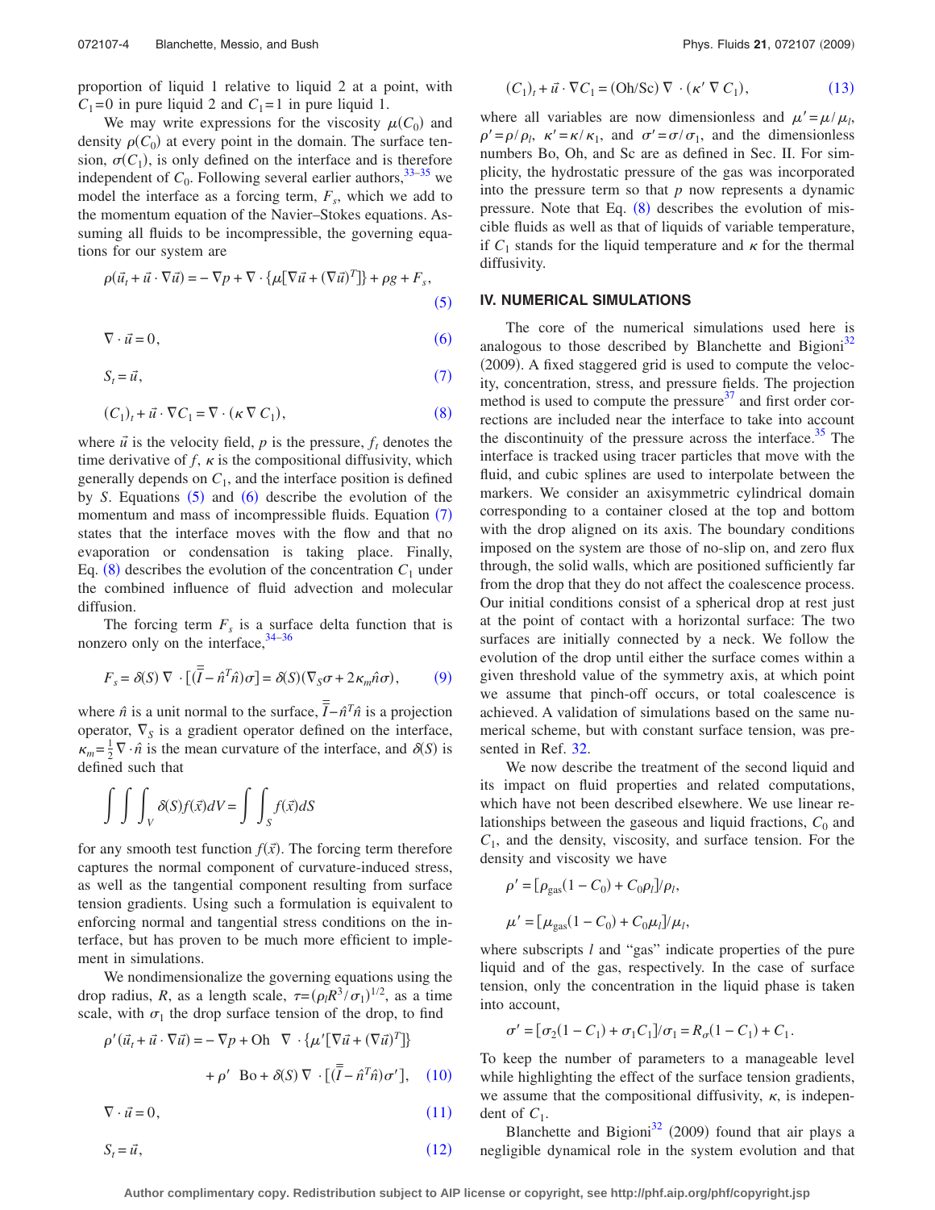proportion of liquid 1 relative to liquid 2 at a point, with $C_1=0$ in pure liquid 2 and $C_1=1$ in pure liquid 1.

We may write expressions for the viscosity $\mu(C_0)$ and density $\rho(C_0)$ at every point in the domain. The surface tension, $\sigma(C_1)$, is only defined on the interface and is therefore independent of $C_0$. Following several earlier authors,[33–35] we model the interface as a forcing term, $F_s$, which we add to the momentum equation of the Navier–Stokes equations. Assuming all fluids to be incompressible, the governing equations for our system are

$$\rho(\vec{u}_t + \vec{u}\cdot\nabla\vec{u}) = -\nabla p + \nabla\cdot\{\mu[\nabla\vec{u} + (\nabla\vec{u})^T]\} + \rho g + F_s, \tag{5}$$

$$\nabla\cdot\vec{u} = 0, \tag{6}$$

$$S_t = \vec{u}, \tag{7}$$

$$(C_1)_t + \vec{u}\cdot\nabla C_1 = \nabla\cdot(\kappa\nabla C_1), \tag{8}$$

where $\vec{u}$ is the velocity field, $p$ is the pressure, $f_t$ denotes the time derivative of $f$, $\kappa$ is the compositional diffusivity, which generally depends on $C_1$, and the interface position is defined by $S$. Equations (5) and (6) describe the evolution of the momentum and mass of incompressible fluids. Equation (7) states that the interface moves with the flow and that no evaporation or condensation is taking place. Finally, Eq. (8) describes the evolution of the concentration $C_1$ under the combined influence of fluid advection and molecular diffusion.

The forcing term $F_s$ is a surface delta function that is nonzero only on the interface,[34–36]

$$F_s = \delta(S)\nabla\cdot[(\bar{\bar{I}} - \hat{n}^T\hat{n})\sigma] = \delta(S)(\nabla_S\sigma + 2\kappa_m\hat{n}\sigma), \tag{9}$$

where $\hat{n}$ is a unit normal to the surface, $\bar{\bar{I}} - \hat{n}^T\hat{n}$ is a projection operator, $\nabla_S$ is a gradient operator defined on the interface, $\kappa_m = \frac{1}{2}\nabla\cdot\hat{n}$ is the mean curvature of the interface, and $\delta(S)$ is defined such that

$$\int\int\int_V \delta(S) f(\vec{x})\,dV = \int\int_S f(\vec{x})\,dS$$

for any smooth test function $f(\vec{x})$. The forcing term therefore captures the normal component of curvature-induced stress, as well as the tangential component resulting from surface tension gradients. Using such a formulation is equivalent to enforcing normal and tangential stress conditions on the interface, but has proven to be much more efficient to implement in simulations.

We nondimensionalize the governing equations using the drop radius, $R$, as a length scale, $\tau = (\rho_l R^3/\sigma_1)^{1/2}$, as a time scale, with $\sigma_1$ the drop surface tension of the drop, to find

$$\rho'(\vec{u}_t + \vec{u}\cdot\nabla\vec{u}) = -\nabla p + \text{Oh}\ \nabla\cdot\{\mu'[\nabla\vec{u} + (\nabla\vec{u})^T]\} + \rho'\ \text{Bo} + \delta(S)\nabla\cdot[(\bar{\bar{I}} - \hat{n}^T\hat{n})\sigma'], \tag{10}$$

$$\nabla\cdot\vec{u} = 0, \tag{11}$$

$$S_t = \vec{u}, \tag{12}$$

$$(C_1)_t + \vec{u}\cdot\nabla C_1 = (\text{Oh}/\text{Sc})\nabla\cdot(\kappa'\nabla C_1), \tag{13}$$

where all variables are now dimensionless and $\mu' = \mu/\mu_l$, $\rho' = \rho/\rho_l$, $\kappa' = \kappa/\kappa_1$, and $\sigma' = \sigma/\sigma_1$, and the dimensionless numbers Bo, Oh, and Sc are as defined in Sec. II. For simplicity, the hydrostatic pressure of the gas was incorporated into the pressure term so that $p$ now represents a dynamic pressure. Note that Eq. (8) describes the evolution of miscible fluids as well as that of liquids of variable temperature, if $C_1$ stands for the liquid temperature and $\kappa$ for the thermal diffusivity.

## IV. NUMERICAL SIMULATIONS

The core of the numerical simulations used here is analogous to those described by Blanchette and Bigioni[32] (2009). A fixed staggered grid is used to compute the velocity, concentration, stress, and pressure fields. The projection method is used to compute the pressure[37] and first order corrections are included near the interface to take into account the discontinuity of the pressure across the interface.[35] The interface is tracked using tracer particles that move with the fluid, and cubic splines are used to interpolate between the markers. We consider an axisymmetric cylindrical domain corresponding to a container closed at the top and bottom with the drop aligned on its axis. The boundary conditions imposed on the system are those of no-slip on, and zero flux through, the solid walls, which are positioned sufficiently far from the drop that they do not affect the coalescence process. Our initial conditions consist of a spherical drop at rest just at the point of contact with a horizontal surface: The two surfaces are initially connected by a neck. We follow the evolution of the drop until either the surface comes within a given threshold value of the symmetry axis, at which point we assume that pinch-off occurs, or total coalescence is achieved. A validation of simulations based on the same numerical scheme, but with constant surface tension, was presented in Ref. 32.

We now describe the treatment of the second liquid and its impact on fluid properties and related computations, which have not been described elsewhere. We use linear relationships between the gaseous and liquid fractions, $C_0$ and $C_1$, and the density, viscosity, and surface tension. For the density and viscosity we have

$$\rho' = [\rho_{\text{gas}}(1 - C_0) + C_0\rho_l]/\rho_l,$$

$$\mu' = [\mu_{\text{gas}}(1 - C_0) + C_0\mu_l]/\mu_l,$$

where subscripts $l$ and "gas" indicate properties of the pure liquid and of the gas, respectively. In the case of surface tension, only the concentration in the liquid phase is taken into account,

$$\sigma' = [\sigma_2(1 - C_1) + \sigma_1 C_1]/\sigma_1 = R_\sigma(1 - C_1) + C_1.$$

To keep the number of parameters to a manageable level while highlighting the effect of the surface tension gradients, we assume that the compositional diffusivity, $\kappa$, is independent of $C_1$.

Blanchette and Bigioni[32] (2009) found that air plays a negligible dynamical role in the system evolution and that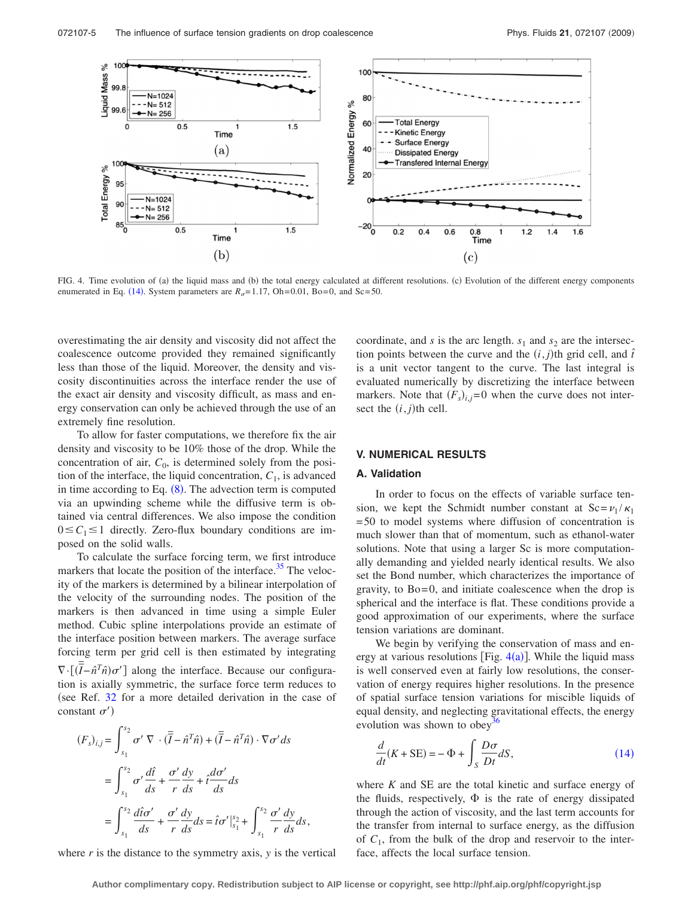FIG. 4. Time evolution of (a) the liquid mass and (b) the total energy calculated at different resolutions. (c) Evolution of the different energy components enumerated in Eq. (14). System parameters are $R_\sigma=1.17$, Oh=0.01, Bo=0, and Sc=50.

overestimating the air density and viscosity did not affect the coalescence outcome provided they remained significantly less than those of the liquid. Moreover, the density and viscosity discontinuities across the interface render the use of the exact air density and viscosity difficult, as mass and energy conservation can only be achieved through the use of an extremely fine resolution.

To allow for faster computations, we therefore fix the air density and viscosity to be 10% those of the drop. While the concentration of air, $C_0$, is determined solely from the position of the interface, the liquid concentration, $C_1$, is advanced in time according to Eq. (8). The advection term is computed via an upwinding scheme while the diffusive term is obtained via central differences. We also impose the condition $0 \leq C_1 \leq 1$ directly. Zero-flux boundary conditions are imposed on the solid walls.

To calculate the surface forcing term, we first introduce markers that locate the position of the interface.[35] The velocity of the markers is determined by a bilinear interpolation of the velocity of the surrounding nodes. The position of the markers is then advanced in time using a simple Euler method. Cubic spline interpolations provide an estimate of the interface position between markers. The average surface forcing term per grid cell is then estimated by integrating $\nabla \cdot [(\bar{\bar{I}} - \hat{n}^T \hat{n})\sigma']$ along the interface. Because our configuration is axially symmetric, the surface force term reduces to (see Ref. 32 for a more detailed derivation in the case of constant $\sigma'$)

$$
\begin{aligned}
(F_s)_{i,j} &= \int_{s_1}^{s_2} \sigma' \,\nabla \cdot (\bar{\bar{I}} - \hat{n}^T \hat{n}) + (\bar{\bar{I}} - \hat{n}^T \hat{n}) \cdot \nabla \sigma' ds \\
&= \int_{s_1}^{s_2} \sigma' \frac{d\hat{t}}{ds} + \frac{\sigma'}{r}\frac{dy}{ds} + \hat{t}\frac{d\sigma'}{ds} ds \\
&= \int_{s_1}^{s_2} \frac{d\hat{t}\sigma'}{ds} + \frac{\sigma'}{r}\frac{dy}{ds} ds = \hat{t}\sigma' \Big|_{s_1}^{s_2} + \int_{s_1}^{s_2} \frac{\sigma'}{r}\frac{dy}{ds} ds,
\end{aligned}
$$

where $r$ is the distance to the symmetry axis, $y$ is the vertical coordinate, and $s$ is the arc length. $s_1$ and $s_2$ are the intersection points between the curve and the $(i,j)$th grid cell, and $\hat{t}$ is a unit vector tangent to the curve. The last integral is evaluated numerically by discretizing the interface between markers. Note that $(F_s)_{i,j}=0$ when the curve does not intersect the $(i,j)$th cell.

## V. NUMERICAL RESULTS

### A. Validation

In order to focus on the effects of variable surface tension, we kept the Schmidt number constant at $\mathrm{Sc}=\nu_1/\kappa_1=50$ to model systems where diffusion of concentration is much slower than that of momentum, such as ethanol-water solutions. Note that using a larger Sc is more computationally demanding and yielded nearly identical results. We also set the Bond number, which characterizes the importance of gravity, to Bo=0, and initiate coalescence when the drop is spherical and the interface is flat. These conditions provide a good approximation of our experiments, where the surface tension variations are dominant.

We begin by verifying the conservation of mass and energy at various resolutions [Fig. 4(a)]. While the liquid mass is well conserved even at fairly low resolutions, the conservation of energy requires higher resolutions. In the presence of spatial surface tension variations for miscible liquids of equal density, and neglecting gravitational effects, the energy evolution was shown to obey[36]

$$
\frac{d}{dt}(K + \mathrm{SE}) = -\Phi + \int_S \frac{D\sigma}{Dt} dS, \tag{14}
$$

where $K$ and SE are the total kinetic and surface energy of the fluids, respectively, $\Phi$ is the rate of energy dissipated through the action of viscosity, and the last term accounts for the transfer from internal to surface energy, as the diffusion of $C_1$, from the bulk of the drop and reservoir to the interface, affects the local surface tension.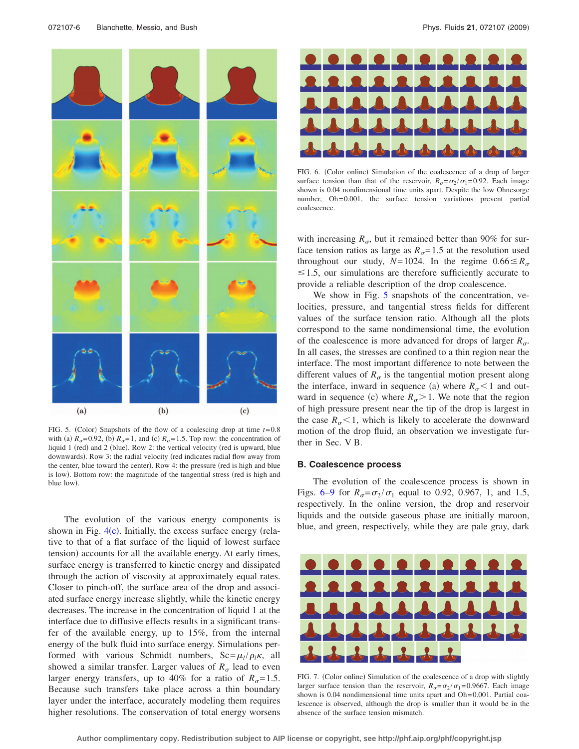FIG. 5. (Color) Snapshots of the flow of a coalescing drop at time $t=0.8$ with (a) $R_\sigma=0.92$, (b) $R_\sigma=1$, and (c) $R_\sigma=1.5$. Top row: the concentration of liquid 1 (red) and 2 (blue). Row 2: the vertical velocity (red is upward, blue downwards). Row 3: the radial velocity (red indicates radial flow away from the center, blue toward the center). Row 4: the pressure (red is high and blue is low). Bottom row: the magnitude of the tangential stress (red is high and blue low).

The evolution of the various energy components is shown in Fig. 4(c). Initially, the excess surface energy (relative to that of a flat surface of the liquid of lowest surface tension) accounts for all the available energy. At early times, surface energy is transferred to kinetic energy and dissipated through the action of viscosity at approximately equal rates. Closer to pinch-off, the surface area of the drop and associated surface energy increase slightly, while the kinetic energy decreases. The increase in the concentration of liquid 1 at the interface due to diffusive effects results in a significant transfer of the available energy, up to 15%, from the internal energy of the bulk fluid into surface energy. Simulations performed with various Schmidt numbers, $\mathrm{Sc}=\mu_l/\rho_l\kappa$, all showed a similar transfer. Larger values of $R_\sigma$ lead to even larger energy transfers, up to 40% for a ratio of $R_\sigma=1.5$. Because such transfers take place across a thin boundary layer under the interface, accurately modeling them requires higher resolutions. The conservation of total energy worsens with increasing $R_\sigma$, but it remained better than 90% for surface tension ratios as large as $R_\sigma=1.5$ at the resolution used throughout our study, $N=1024$. In the regime $0.66\leq R_\sigma \leq 1.5$, our simulations are therefore sufficiently accurate to provide a reliable description of the drop coalescence.

We show in Fig. 5 snapshots of the concentration, velocities, pressure, and tangential stress fields for different values of the surface tension ratio. Although all the plots correspond to the same nondimensional time, the evolution of the coalescence is more advanced for drops of larger $R_\sigma$. In all cases, the stresses are confined to a thin region near the interface. The most important difference to note between the different values of $R_\sigma$ is the tangential motion present along the interface, inward in sequence (a) where $R_\sigma<1$ and outward in sequence (c) where $R_\sigma>1$. We note that the region of high pressure present near the tip of the drop is largest in the case $R_\sigma<1$, which is likely to accelerate the downward motion of the drop fluid, an observation we investigate further in Sec. V B.

FIG. 6. (Color online) Simulation of the coalescence of a drop of larger surface tension than that of the reservoir, $R_\sigma=\sigma_2/\sigma_1=0.92$. Each image shown is 0.04 nondimensional time units apart. Despite the low Ohnesorge number, $\mathrm{Oh}=0.001$, the surface tension variations prevent partial coalescence.

### B. Coalescence process

The evolution of the coalescence process is shown in Figs. 6–9 for $R_\sigma=\sigma_2/\sigma_1$ equal to 0.92, 0.967, 1, and 1.5, respectively. In the online version, the drop and reservoir liquids and the outside gaseous phase are initially maroon, blue, and green, respectively, while they are pale gray, dark

FIG. 7. (Color online) Simulation of the coalescence of a drop with slightly larger surface tension than the reservoir, $R_\sigma=\sigma_2/\sigma_1=0.9667$. Each image shown is 0.04 nondimensional time units apart and $\mathrm{Oh}=0.001$. Partial coalescence is observed, although the drop is smaller than it would be in the absence of the surface tension mismatch.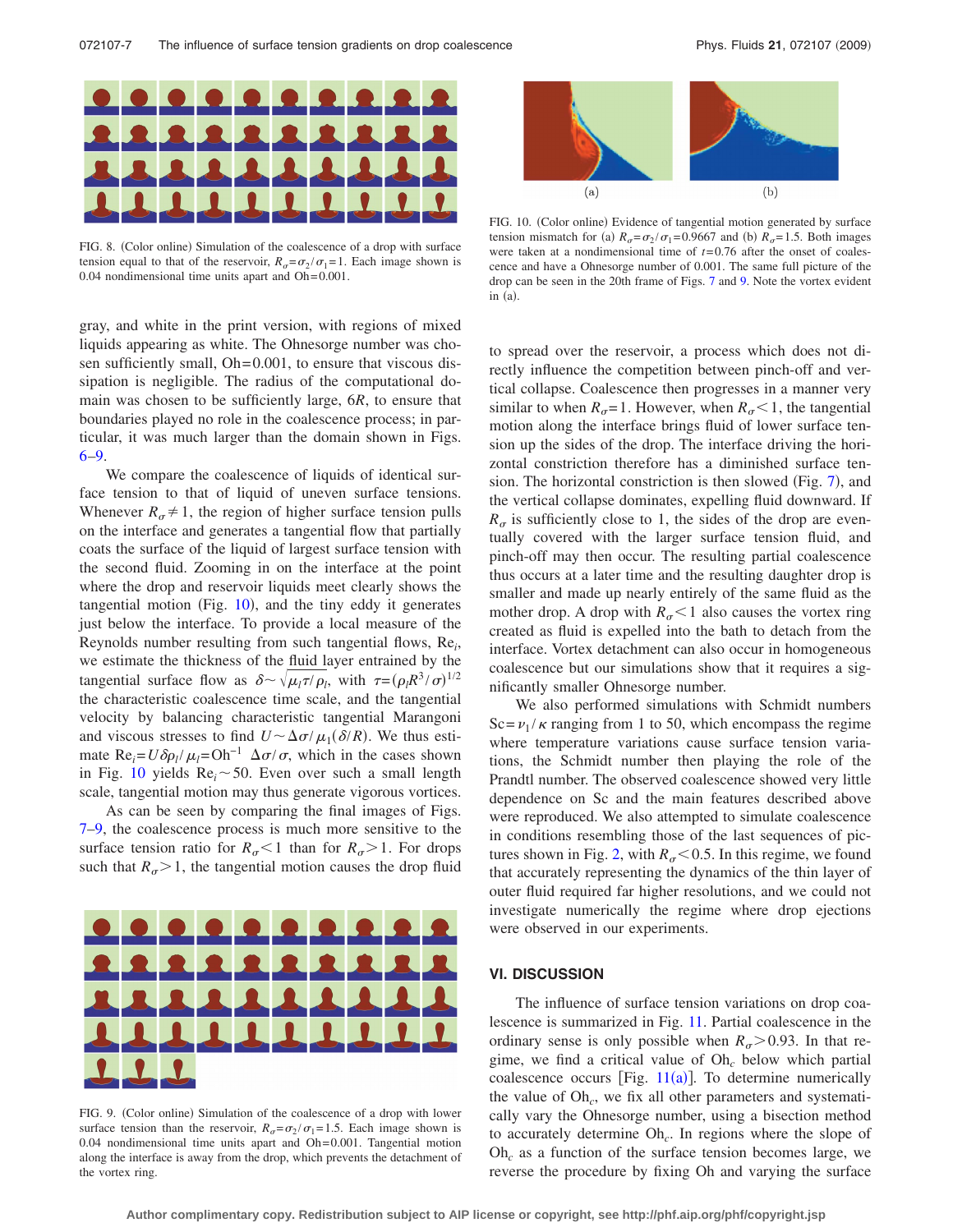FIG. 8. (Color online) Simulation of the coalescence of a drop with surface tension equal to that of the reservoir, $R_\sigma = \sigma_2/\sigma_1 = 1$. Each image shown is 0.04 nondimensional time units apart and Oh=0.001.

gray, and white in the print version, with regions of mixed liquids appearing as white. The Ohnesorge number was chosen sufficiently small, Oh=0.001, to ensure that viscous dissipation is negligible. The radius of the computational domain was chosen to be sufficiently large, $6R$, to ensure that boundaries played no role in the coalescence process; in particular, it was much larger than the domain shown in Figs. 6–9.

We compare the coalescence of liquids of identical surface tension to that of liquid of uneven surface tensions. Whenever $R_\sigma \neq 1$, the region of higher surface tension pulls on the interface and generates a tangential flow that partially coats the surface of the liquid of largest surface tension with the second fluid. Zooming in on the interface at the point where the drop and reservoir liquids meet clearly shows the tangential motion (Fig. 10), and the tiny eddy it generates just below the interface. To provide a local measure of the Reynolds number resulting from such tangential flows, $\mathrm{Re}_i$, we estimate the thickness of the fluid layer entrained by the tangential surface flow as $\delta \sim \sqrt{\mu_l \tau / \rho_l}$, with $\tau = (\rho_l R^3/\sigma)^{1/2}$ the characteristic coalescence time scale, and the tangential velocity by balancing characteristic tangential Marangoni and viscous stresses to find $U \sim \Delta\sigma/\mu_1(\delta/R)$. We thus estimate $\mathrm{Re}_i = U\delta\rho_l/\mu_l = \mathrm{Oh}^{-1}\ \Delta\sigma/\sigma$, which in the cases shown in Fig. 10 yields $\mathrm{Re}_i \sim 50$. Even over such a small length scale, tangential motion may thus generate vigorous vortices.

As can be seen by comparing the final images of Figs. 7–9, the coalescence process is much more sensitive to the surface tension ratio for $R_\sigma < 1$ than for $R_\sigma > 1$. For drops such that $R_\sigma > 1$, the tangential motion causes the drop fluid to spread over the reservoir, a process which does not directly influence the competition between pinch-off and vertical collapse. Coalescence then progresses in a manner very similar to when $R_\sigma = 1$. However, when $R_\sigma < 1$, the tangential motion along the interface brings fluid of lower surface tension up the sides of the drop. The interface driving the horizontal constriction therefore has a diminished surface tension. The horizontal constriction is then slowed (Fig. 7), and the vertical collapse dominates, expelling fluid downward. If $R_\sigma$ is sufficiently close to 1, the sides of the drop are eventually covered with the larger surface tension fluid, and pinch-off may then occur. The resulting partial coalescence thus occurs at a later time and the resulting daughter drop is smaller and made up nearly entirely of the same fluid as the mother drop. A drop with $R_\sigma < 1$ also causes the vortex ring created as fluid is expelled into the bath to detach from the interface. Vortex detachment can also occur in homogeneous coalescence but our simulations show that it requires a significantly smaller Ohnesorge number.

FIG. 9. (Color online) Simulation of the coalescence of a drop with lower surface tension than the reservoir, $R_\sigma = \sigma_2/\sigma_1 = 1.5$. Each image shown is 0.04 nondimensional time units apart and Oh=0.001. Tangential motion along the interface is away from the drop, which prevents the detachment of the vortex ring.

FIG. 10. (Color online) Evidence of tangential motion generated by surface tension mismatch for (a) $R_\sigma = \sigma_2/\sigma_1 = 0.9667$ and (b) $R_\sigma = 1.5$. Both images were taken at a nondimensional time of $t = 0.76$ after the onset of coalescence and have a Ohnesorge number of 0.001. The same full picture of the drop can be seen in the 20th frame of Figs. 7 and 9. Note the vortex evident in (a).

We also performed simulations with Schmidt numbers $\mathrm{Sc} = \nu_1/\kappa$ ranging from 1 to 50, which encompass the regime where temperature variations cause surface tension variations, the Schmidt number then playing the role of the Prandtl number. The observed coalescence showed very little dependence on Sc and the main features described above were reproduced. We also attempted to simulate coalescence in conditions resembling those of the last sequences of pictures shown in Fig. 2, with $R_\sigma < 0.5$. In this regime, we found that accurately representing the dynamics of the thin layer of outer fluid required far higher resolutions, and we could not investigate numerically the regime where drop ejections were observed in our experiments.

## VI. DISCUSSION

The influence of surface tension variations on drop coalescence is summarized in Fig. 11. Partial coalescence in the ordinary sense is only possible when $R_\sigma > 0.93$. In that regime, we find a critical value of $\mathrm{Oh}_c$ below which partial coalescence occurs [Fig. 11(a)]. To determine numerically the value of $\mathrm{Oh}_c$, we fix all other parameters and systematically vary the Ohnesorge number, using a bisection method to accurately determine $\mathrm{Oh}_c$. In regions where the slope of $\mathrm{Oh}_c$ as a function of the surface tension becomes large, we reverse the procedure by fixing Oh and varying the surface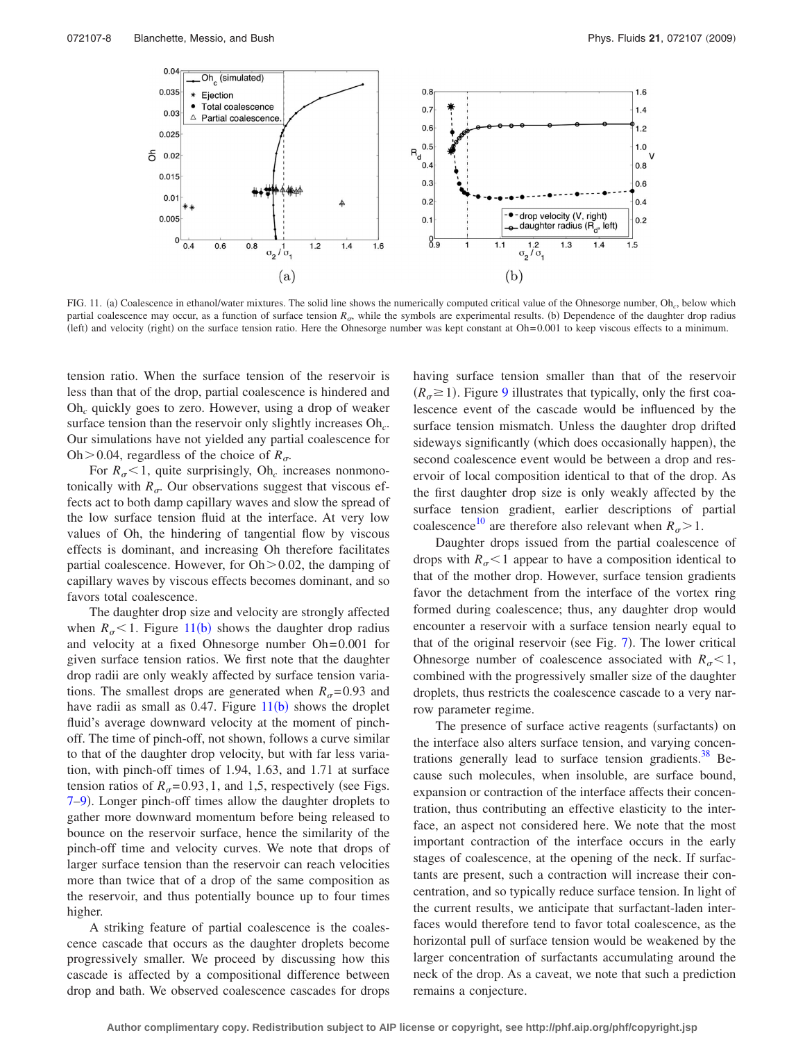FIG. 11. (a) Coalescence in ethanol/water mixtures. The solid line shows the numerically computed critical value of the Ohnesorge number, $\mathrm{Oh}_c$, below which partial coalescence may occur, as a function of surface tension $R_\sigma$, while the symbols are experimental results. (b) Dependence of the daughter drop radius (left) and velocity (right) on the surface tension ratio. Here the Ohnesorge number was kept constant at $\mathrm{Oh}=0.001$ to keep viscous effects to a minimum.

tension ratio. When the surface tension of the reservoir is less than that of the drop, partial coalescence is hindered and $\mathrm{Oh}_c$ quickly goes to zero. However, using a drop of weaker surface tension than the reservoir only slightly increases $\mathrm{Oh}_c$. Our simulations have not yielded any partial coalescence for $\mathrm{Oh}>0.04$, regardless of the choice of $R_\sigma$.

For $R_\sigma<1$, quite surprisingly, $\mathrm{Oh}_c$ increases nonmonotonically with $R_\sigma$. Our observations suggest that viscous effects act to both damp capillary waves and slow the spread of the low surface tension fluid at the interface. At very low values of Oh, the hindering of tangential flow by viscous effects is dominant, and increasing Oh therefore facilitates partial coalescence. However, for $\mathrm{Oh}>0.02$, the damping of capillary waves by viscous effects becomes dominant, and so favors total coalescence.

The daughter drop size and velocity are strongly affected when $R_\sigma<1$. Figure 11(b) shows the daughter drop radius and velocity at a fixed Ohnesorge number $\mathrm{Oh}=0.001$ for given surface tension ratios. We first note that the daughter drop radii are only weakly affected by surface tension variations. The smallest drops are generated when $R_\sigma=0.93$ and have radii as small as 0.47. Figure 11(b) shows the droplet fluid's average downward velocity at the moment of pinch-off. The time of pinch-off, not shown, follows a curve similar to that of the daughter drop velocity, but with far less variation, with pinch-off times of 1.94, 1.63, and 1.71 at surface tension ratios of $R_\sigma=0.93, 1$, and 1,5, respectively (see Figs. 7–9). Longer pinch-off times allow the daughter droplets to gather more downward momentum before being released to bounce on the reservoir surface, hence the similarity of the pinch-off time and velocity curves. We note that drops of larger surface tension than the reservoir can reach velocities more than twice that of a drop of the same composition as the reservoir, and thus potentially bounce up to four times higher.

A striking feature of partial coalescence is the coalescence cascade that occurs as the daughter droplets become progressively smaller. We proceed by discussing how this cascade is affected by a compositional difference between drop and bath. We observed coalescence cascades for drops having surface tension smaller than that of the reservoir ($R_\sigma \geq 1$). Figure 9 illustrates that typically, only the first coalescence event of the cascade would be influenced by the surface tension mismatch. Unless the daughter drop drifted sideways significantly (which does occasionally happen), the second coalescence event would be between a drop and reservoir of local composition identical to that of the drop. As the first daughter drop size is only weakly affected by the surface tension gradient, earlier descriptions of partial coalescence[10] are therefore also relevant when $R_\sigma>1$.

Daughter drops issued from the partial coalescence of drops with $R_\sigma<1$ appear to have a composition identical to that of the mother drop. However, surface tension gradients favor the detachment from the interface of the vortex ring formed during coalescence; thus, any daughter drop would encounter a reservoir with a surface tension nearly equal to that of the original reservoir (see Fig. 7). The lower critical Ohnesorge number of coalescence associated with $R_\sigma<1$, combined with the progressively smaller size of the daughter droplets, thus restricts the coalescence cascade to a very narrow parameter regime.

The presence of surface active reagents (surfactants) on the interface also alters surface tension, and varying concentrations generally lead to surface tension gradients.[38] Because such molecules, when insoluble, are surface bound, expansion or contraction of the interface affects their concentration, thus contributing an effective elasticity to the interface, an aspect not considered here. We note that the most important contraction of the interface occurs in the early stages of coalescence, at the opening of the neck. If surfactants are present, such a contraction will increase their concentration, and so typically reduce surface tension. In light of the current results, we anticipate that surfactant-laden interfaces would therefore tend to favor total coalescence, as the horizontal pull of surface tension would be weakened by the larger concentration of surfactants accumulating around the neck of the drop. As a caveat, we note that such a prediction remains a conjecture.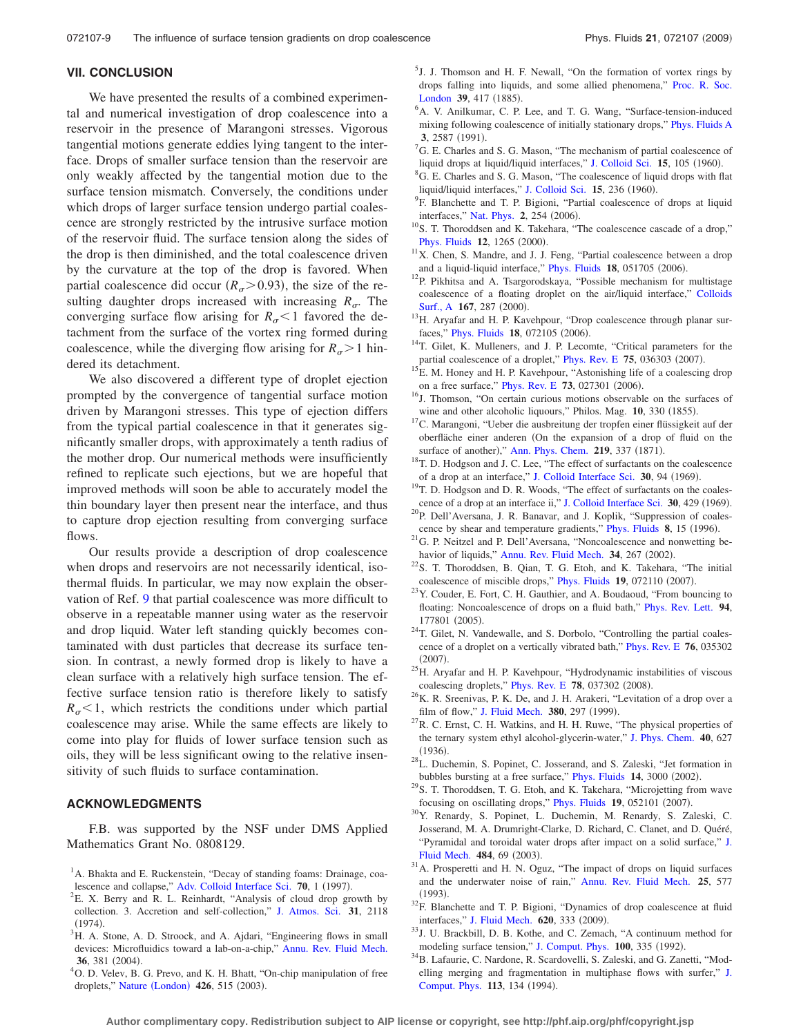## VII. CONCLUSION

We have presented the results of a combined experimental and numerical investigation of drop coalescence into a reservoir in the presence of Marangoni stresses. Vigorous tangential motions generate eddies lying tangent to the interface. Drops of smaller surface tension than the reservoir are only weakly affected by the tangential motion due to the surface tension mismatch. Conversely, the conditions under which drops of larger surface tension undergo partial coalescence are strongly restricted by the intrusive surface motion of the reservoir fluid. The surface tension along the sides of the drop is then diminished, and the total coalescence driven by the curvature at the top of the drop is favored. When partial coalescence did occur ($R_\sigma > 0.93$), the size of the resulting daughter drops increased with increasing $R_\sigma$. The converging surface flow arising for $R_\sigma < 1$ favored the detachment from the surface of the vortex ring formed during coalescence, while the diverging flow arising for $R_\sigma > 1$ hindered its detachment.

We also discovered a different type of droplet ejection prompted by the convergence of tangential surface motion driven by Marangoni stresses. This type of ejection differs from the typical partial coalescence in that it generates significantly smaller drops, with approximately a tenth radius of the mother drop. Our numerical methods were insufficiently refined to replicate such ejections, but we are hopeful that improved methods will soon be able to accurately model the thin boundary layer then present near the interface, and thus to capture drop ejection resulting from converging surface flows.

Our results provide a description of drop coalescence when drops and reservoirs are not necessarily identical, isothermal fluids. In particular, we may now explain the observation of Ref. 9 that partial coalescence was more difficult to observe in a repeatable manner using water as the reservoir and drop liquid. Water left standing quickly becomes contaminated with dust particles that decrease its surface tension. In contrast, a newly formed drop is likely to have a clean surface with a relatively high surface tension. The effective surface tension ratio is therefore likely to satisfy $R_\sigma < 1$, which restricts the conditions under which partial coalescence may arise. While the same effects are likely to come into play for fluids of lower surface tension such as oils, they will be less significant owing to the relative insensitivity of such fluids to surface contamination.

## ACKNOWLEDGMENTS

F.B. was supported by the NSF under DMS Applied Mathematics Grant No. 0808129.

[1] A. Bhakta and E. Ruckenstein, "Decay of standing foams: Drainage, coalescence and collapse," Adv. Colloid Interface Sci. **70**, 1 (1997).

[2] E. X. Berry and R. L. Reinhardt, "Analysis of cloud drop growth by collection. 3. Accretion and self-collection," J. Atmos. Sci. **31**, 2118 (1974).

[3] H. A. Stone, A. D. Stroock, and A. Ajdari, "Engineering flows in small devices: Microfluidics toward a lab-on-a-chip," Annu. Rev. Fluid Mech. **36**, 381 (2004).

[4] O. D. Velev, B. G. Prevo, and K. H. Bhatt, "On-chip manipulation of free droplets," Nature (London) **426**, 515 (2003).

[5] J. J. Thomson and H. F. Newall, "On the formation of vortex rings by drops falling into liquids, and some allied phenomena," Proc. R. Soc. London **39**, 417 (1885).

[6] A. V. Anilkumar, C. P. Lee, and T. G. Wang, "Surface-tension-induced mixing following coalescence of initially stationary drops," Phys. Fluids A **3**, 2587 (1991).

[7] G. E. Charles and S. G. Mason, "The mechanism of partial coalescence of liquid drops at liquid/liquid interfaces," J. Colloid Sci. **15**, 105 (1960).

[8] G. E. Charles and S. G. Mason, "The coalescence of liquid drops with flat liquid/liquid interfaces," J. Colloid Sci. **15**, 236 (1960).

[9] F. Blanchette and T. P. Bigioni, "Partial coalescence of drops at liquid interfaces," Nat. Phys. **2**, 254 (2006).

[10] S. T. Thoroddsen and K. Takehara, "The coalescence cascade of a drop," Phys. Fluids **12**, 1265 (2000).

[11] X. Chen, S. Mandre, and J. J. Feng, "Partial coalescence between a drop and a liquid-liquid interface," Phys. Fluids **18**, 051705 (2006).

[12] P. Pikhitsa and A. Tsargorodskaya, "Possible mechanism for multistage coalescence of a floating droplet on the air/liquid interface," Colloids Surf., A **167**, 287 (2000).

[13] H. Aryafar and H. P. Kavehpour, "Drop coalescence through planar surfaces," Phys. Fluids **18**, 072105 (2006).

[14] T. Gilet, K. Mulleners, and J. P. Lecomte, "Critical parameters for the partial coalescence of a droplet," Phys. Rev. E **75**, 036303 (2007).

[15] E. M. Honey and H. P. Kavehpour, "Astonishing life of a coalescing drop on a free surface," Phys. Rev. E **73**, 027301 (2006).

[16] J. Thomson, "On certain curious motions observable on the surfaces of wine and other alcoholic liquours," Philos. Mag. **10**, 330 (1855).

[17] C. Marangoni, "Ueber die ausbreitung der tropfen einer flüssigkeit auf der oberfläche einer anderen (On the expansion of a drop of fluid on the surface of another)," Ann. Phys. Chem. **219**, 337 (1871).

[18] T. D. Hodgson and J. C. Lee, "The effect of surfactants on the coalescence of a drop at an interface," J. Colloid Interface Sci. **30**, 94 (1969).

[19] T. D. Hodgson and D. R. Woods, "The effect of surfactants on the coalescence of a drop at an interface ii," J. Colloid Interface Sci. **30**, 429 (1969).

[20] P. Dell'Aversana, J. R. Banavar, and J. Koplik, "Suppression of coalescence by shear and temperature gradients," Phys. Fluids **8**, 15 (1996).

[21] G. P. Neitzel and P. Dell'Aversana, "Noncoalescence and nonwetting behavior of liquids," Annu. Rev. Fluid Mech. **34**, 267 (2002).

[22] S. T. Thoroddsen, B. Qian, T. G. Etoh, and K. Takehara, "The initial coalescence of miscible drops," Phys. Fluids **19**, 072110 (2007).

[23] Y. Couder, E. Fort, C. H. Gauthier, and A. Boudaoud, "From bouncing to floating: Noncoalescence of drops on a fluid bath," Phys. Rev. Lett. **94**, 177801 (2005).

[24] T. Gilet, N. Vandewalle, and S. Dorbolo, "Controlling the partial coalescence of a droplet on a vertically vibrated bath," Phys. Rev. E **76**, 035302 (2007).

[25] H. Aryafar and H. P. Kavehpour, "Hydrodynamic instabilities of viscous coalescing droplets," Phys. Rev. E **78**, 037302 (2008).

[26] K. R. Sreenivas, P. K. De, and J. H. Arakeri, "Levitation of a drop over a film of flow," J. Fluid Mech. **380**, 297 (1999).

[27] R. C. Ernst, C. H. Watkins, and H. H. Ruwe, "The physical properties of the ternary system ethyl alcohol-glycerin-water," J. Phys. Chem. **40**, 627 (1936).

[28] L. Duchemin, S. Popinet, C. Josserand, and S. Zaleski, "Jet formation in bubbles bursting at a free surface," Phys. Fluids **14**, 3000 (2002).

[29] S. T. Thoroddsen, T. G. Etoh, and K. Takehara, "Microjetting from wave focusing on oscillating drops," Phys. Fluids **19**, 052101 (2007).

[30] Y. Renardy, S. Popinet, L. Duchemin, M. Renardy, S. Zaleski, C. Josserand, M. A. Drumright-Clarke, D. Richard, C. Clanet, and D. Quéré, "Pyramidal and toroidal water drops after impact on a solid surface," J. Fluid Mech. **484**, 69 (2003).

[31] A. Prosperetti and H. N. Oguz, "The impact of drops on liquid surfaces and the underwater noise of rain," Annu. Rev. Fluid Mech. **25**, 577 (1993).

[32] F. Blanchette and T. P. Bigioni, "Dynamics of drop coalescence at fluid interfaces," J. Fluid Mech. **620**, 333 (2009).

[33] J. U. Brackbill, D. B. Kothe, and C. Zemach, "A continuum method for modeling surface tension," J. Comput. Phys. **100**, 335 (1992).

[34] B. Lafaurie, C. Nardone, R. Scardovelli, S. Zaleski, and G. Zanetti, "Modelling merging and fragmentation in multiphase flows with surfer," J. Comput. Phys. **113**, 134 (1994).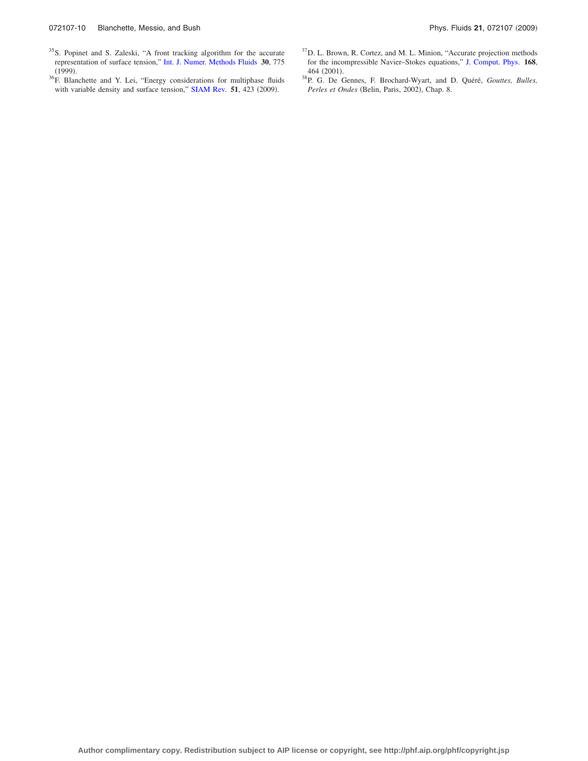[35] S. Popinet and S. Zaleski, "A front tracking algorithm for the accurate representation of surface tension," Int. J. Numer. Methods Fluids **30**, 775 (1999).

[36] F. Blanchette and Y. Lei, "Energy considerations for multiphase fluids with variable density and surface tension," SIAM Rev. **51**, 423 (2009).

[37] D. L. Brown, R. Cortez, and M. L. Minion, "Accurate projection methods for the incompressible Navier–Stokes equations," J. Comput. Phys. **168**, 464 (2001).

[38] P. G. De Gennes, F. Brochard-Wyart, and D. Quéré, *Gouttes, Bulles, Perles et Ondes* (Belin, Paris, 2002), Chap. 8.